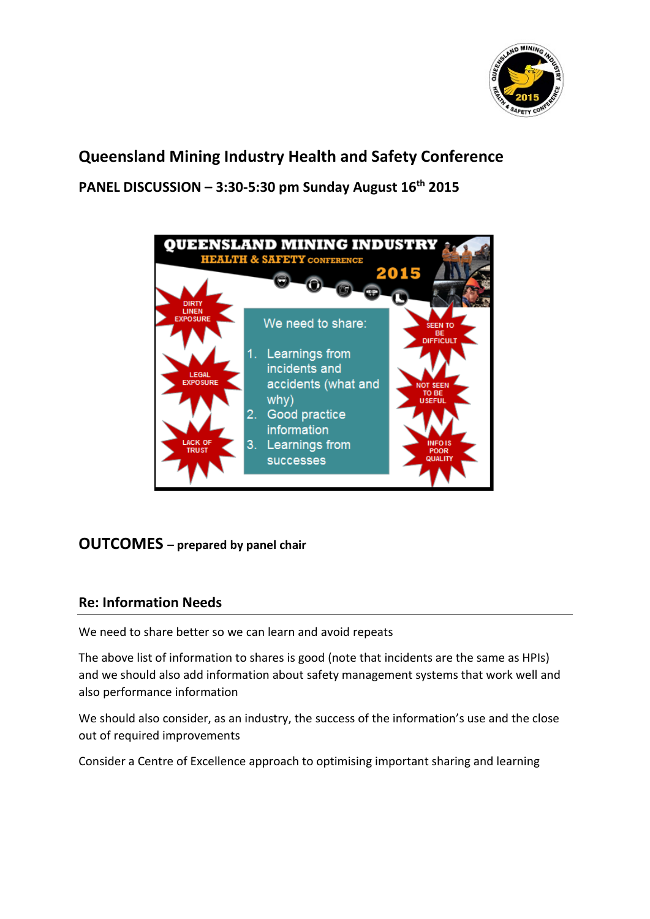## Queensland Mining Industry Health and Safety Conference

**PANEL DISCUSSION – 3:30-5:30 pm Sunday August 16th 2015**

QUEENSLAND MINING INDUSTRY
HEALTH & SAFETY CONFERENCE
2015

DIRTY LINEN EXPOSURE

LEGAL EXPOSURE

LACK OF TRUST

We need to share:

1. Learnings from incidents and accidents (what and why)
2. Good practice information
3. Learnings from successes

SEEN TO BE DIFFICULT

NOT SEEN TO BE USEFUL

INFO IS POOR QUALITY

# OUTCOMES – prepared by panel chair

## Re: Information Needs

We need to share better so we can learn and avoid repeats

The above list of information to shares is good (note that incidents are the same as HPIs) and we should also add information about safety management systems that work well and also performance information

We should also consider, as an industry, the success of the information's use and the close out of required improvements

Consider a Centre of Excellence approach to optimising important sharing and learning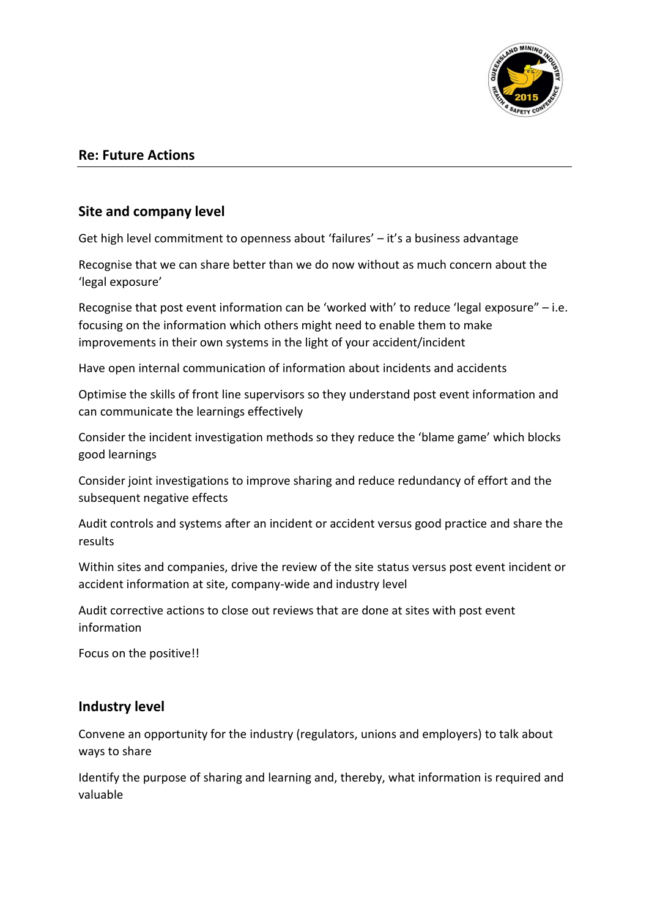## Re: Future Actions

### Site and company level

Get high level commitment to openness about 'failures' – it's a business advantage

Recognise that we can share better than we do now without as much concern about the 'legal exposure'

Recognise that post event information can be 'worked with' to reduce 'legal exposure" – i.e. focusing on the information which others might need to enable them to make improvements in their own systems in the light of your accident/incident

Have open internal communication of information about incidents and accidents

Optimise the skills of front line supervisors so they understand post event information and can communicate the learnings effectively

Consider the incident investigation methods so they reduce the 'blame game' which blocks good learnings

Consider joint investigations to improve sharing and reduce redundancy of effort and the subsequent negative effects

Audit controls and systems after an incident or accident versus good practice and share the results

Within sites and companies, drive the review of the site status versus post event incident or accident information at site, company-wide and industry level

Audit corrective actions to close out reviews that are done at sites with post event information

Focus on the positive!!

### Industry level

Convene an opportunity for the industry (regulators, unions and employers) to talk about ways to share

Identify the purpose of sharing and learning and, thereby, what information is required and valuable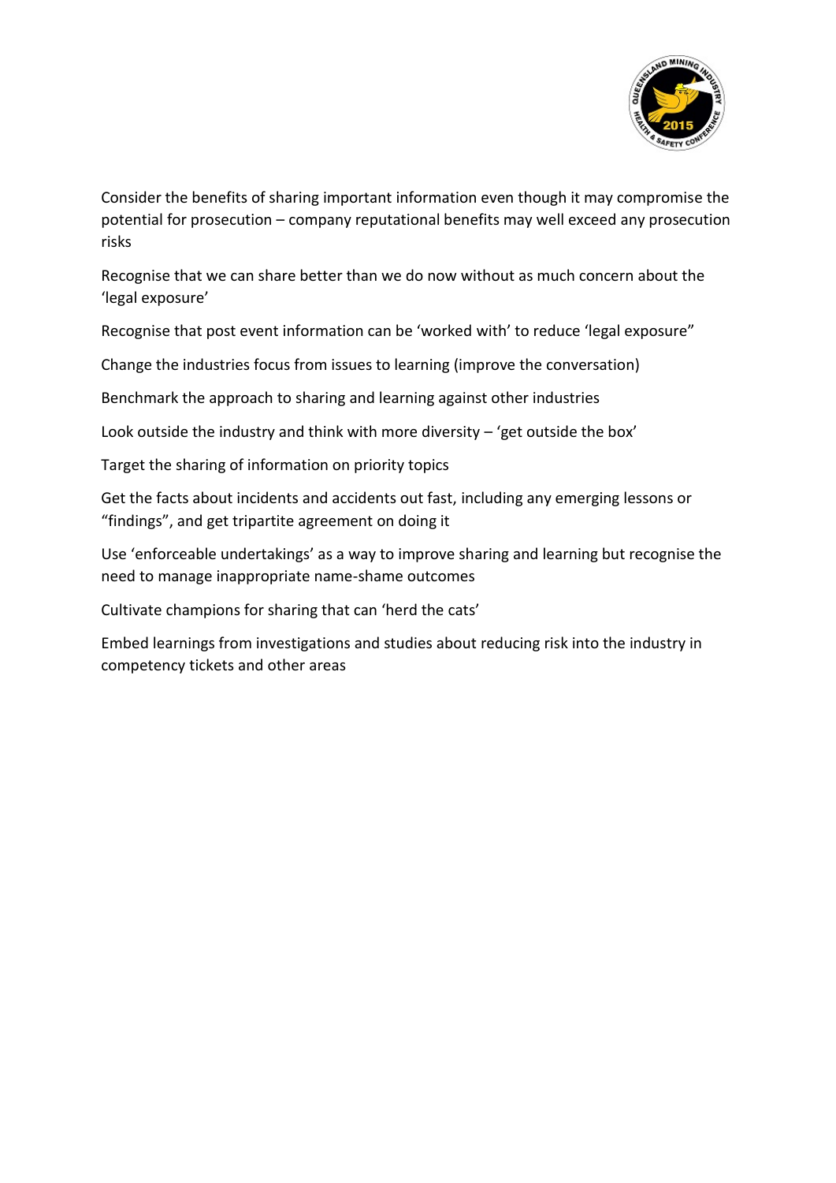Consider the benefits of sharing important information even though it may compromise the potential for prosecution – company reputational benefits may well exceed any prosecution risks

Recognise that we can share better than we do now without as much concern about the 'legal exposure'

Recognise that post event information can be 'worked with' to reduce 'legal exposure"

Change the industries focus from issues to learning (improve the conversation)

Benchmark the approach to sharing and learning against other industries

Look outside the industry and think with more diversity – 'get outside the box'

Target the sharing of information on priority topics

Get the facts about incidents and accidents out fast, including any emerging lessons or "findings", and get tripartite agreement on doing it

Use 'enforceable undertakings' as a way to improve sharing and learning but recognise the need to manage inappropriate name-shame outcomes

Cultivate champions for sharing that can 'herd the cats'

Embed learnings from investigations and studies about reducing risk into the industry in competency tickets and other areas